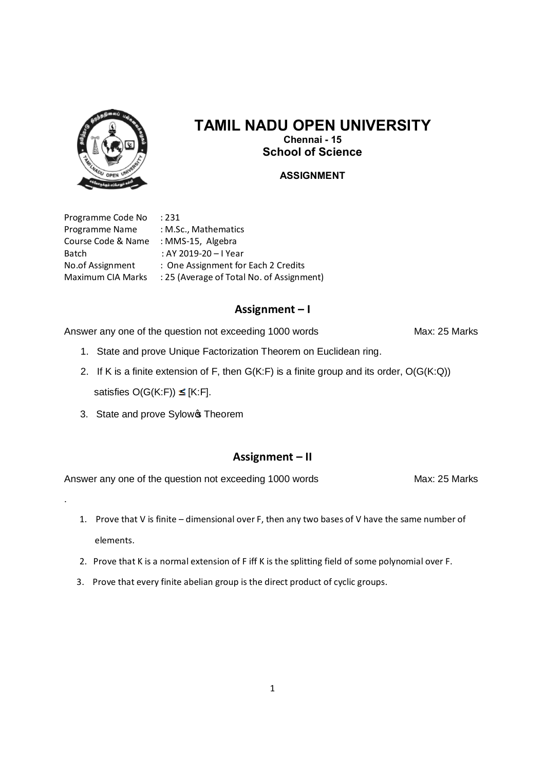# TAMIL NADU OPEN UNIVERSITY

**Chennai - 15**

**School of Science**

**ASSIGNMENT**

Programme Code No : 231
Programme Name : M.Sc., Mathematics
Course Code & Name : MMS-15, Algebra
Batch : AY 2019-20 – I Year
No.of Assignment : One Assignment for Each 2 Credits
Maximum CIA Marks : 25 (Average of Total No. of Assignment)

## Assignment – I

Answer any one of the question not exceeding 1000 words Max: 25 Marks

1. State and prove Unique Factorization Theorem on Euclidean ring.
2. If K is a finite extension of F, then G(K:F) is a finite group and its order, O(G(K:Q)) satisfies O(G(K:F)) ≤ [K:F].
3. State and prove Sylow's Theorem

## Assignment – II

Answer any one of the question not exceeding 1000 words Max: 25 Marks

.

1. Prove that V is finite – dimensional over F, then any two bases of V have the same number of elements.
2. Prove that K is a normal extension of F iff K is the splitting field of some polynomial over F.
3. Prove that every finite abelian group is the direct product of cyclic groups.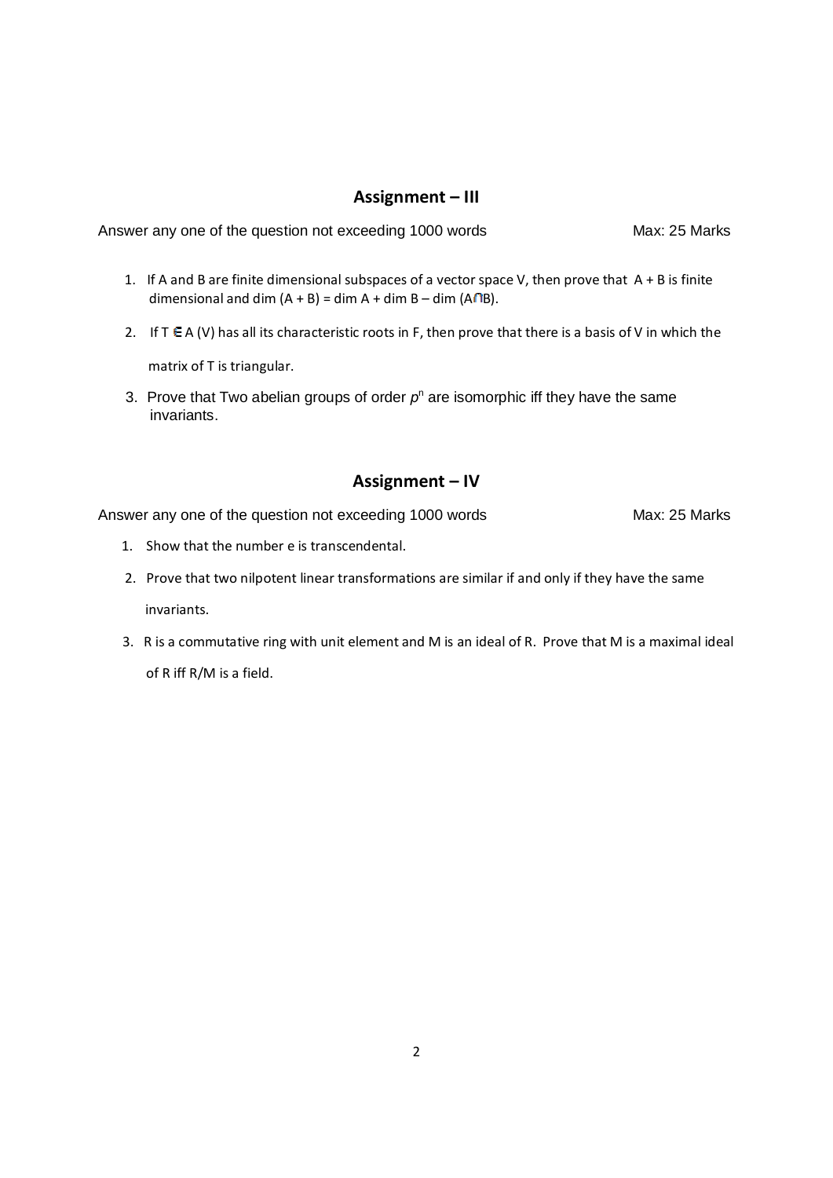## Assignment – III

Answer any one of the question not exceeding 1000 words — Max: 25 Marks

1. If A and B are finite dimensional subspaces of a vector space V, then prove that A + B is finite dimensional and dim (A + B) = dim A + dim B – dim ($A \cap B$).
2. If $T \in A(V)$ has all its characteristic roots in F, then prove that there is a basis of V in which the matrix of T is triangular.
3. Prove that Two abelian groups of order $p^n$ are isomorphic iff they have the same invariants.

## Assignment – IV

Answer any one of the question not exceeding 1000 words — Max: 25 Marks

1. Show that the number e is transcendental.
2. Prove that two nilpotent linear transformations are similar if and only if they have the same invariants.
3. R is a commutative ring with unit element and M is an ideal of R. Prove that M is a maximal ideal of R iff R/M is a field.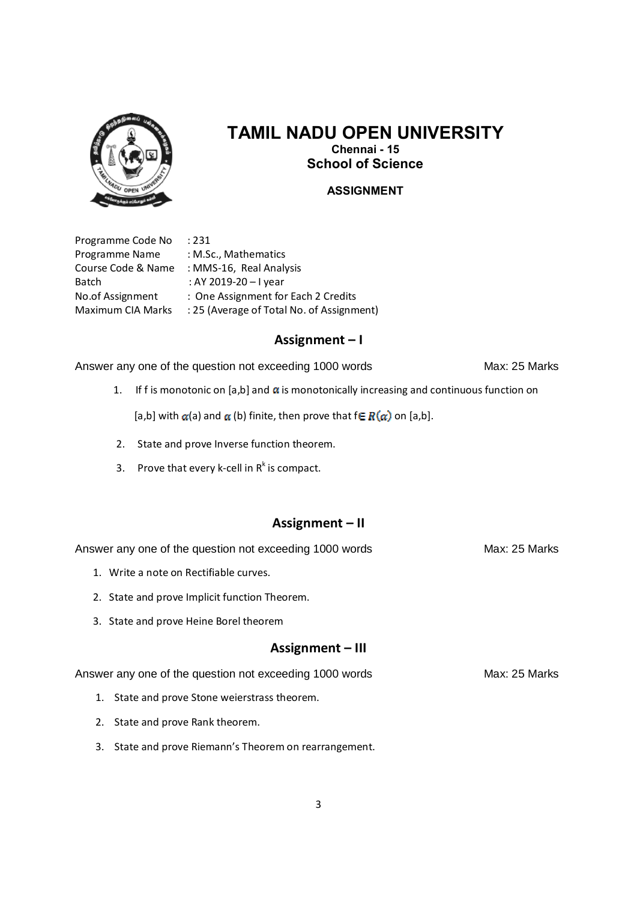# TAMIL NADU OPEN UNIVERSITY

**Chennai - 15**

**School of Science**

**ASSIGNMENT**

| | |
|---|---|
| Programme Code No | : 231 |
| Programme Name | : M.Sc., Mathematics |
| Course Code & Name | : MMS-16, Real Analysis |
| Batch | : AY 2019-20 – I year |
| No.of Assignment | : One Assignment for Each 2 Credits |
| Maximum CIA Marks | : 25 (Average of Total No. of Assignment) |

## Assignment – I

Answer any one of the question not exceeding 1000 words — Max: 25 Marks

1. If f is monotonic on [a,b] and $\alpha$ is monotonically increasing and continuous function on [a,b] with $\alpha$(a) and $\alpha$ (b) finite, then prove that f$\in \mathcal{R}(\alpha)$ on [a,b].
2. State and prove Inverse function theorem.
3. Prove that every k-cell in $R^k$ is compact.

## Assignment – II

Answer any one of the question not exceeding 1000 words — Max: 25 Marks

1. Write a note on Rectifiable curves.
2. State and prove Implicit function Theorem.
3. State and prove Heine Borel theorem

## Assignment – III

Answer any one of the question not exceeding 1000 words — Max: 25 Marks

1. State and prove Stone weierstrass theorem.
2. State and prove Rank theorem.
3. State and prove Riemann's Theorem on rearrangement.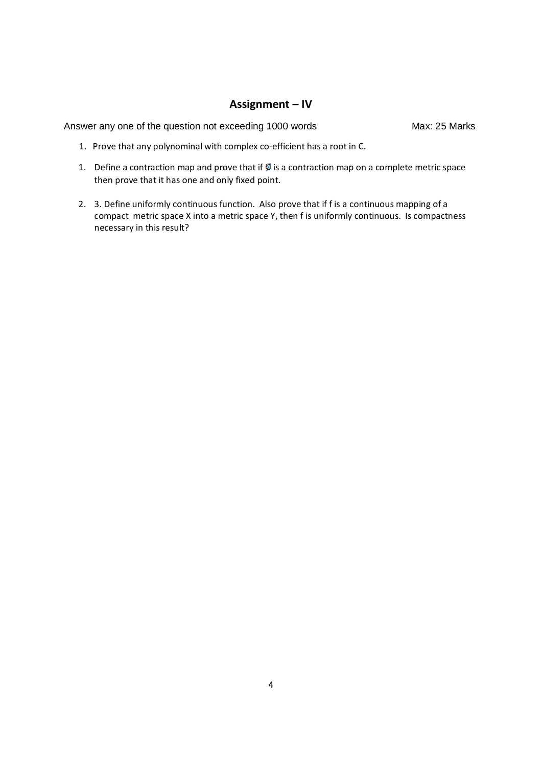## Assignment – IV

Answer any one of the question not exceeding 1000 words Max: 25 Marks

1. Prove that any polynominal with complex co-efficient has a root in C.

1. Define a contraction map and prove that if $\phi$ is a contraction map on a complete metric space then prove that it has one and only fixed point.

2. 3. Define uniformly continuous function. Also prove that if f is a continuous mapping of a compact metric space X into a metric space Y, then f is uniformly continuous. Is compactness necessary in this result?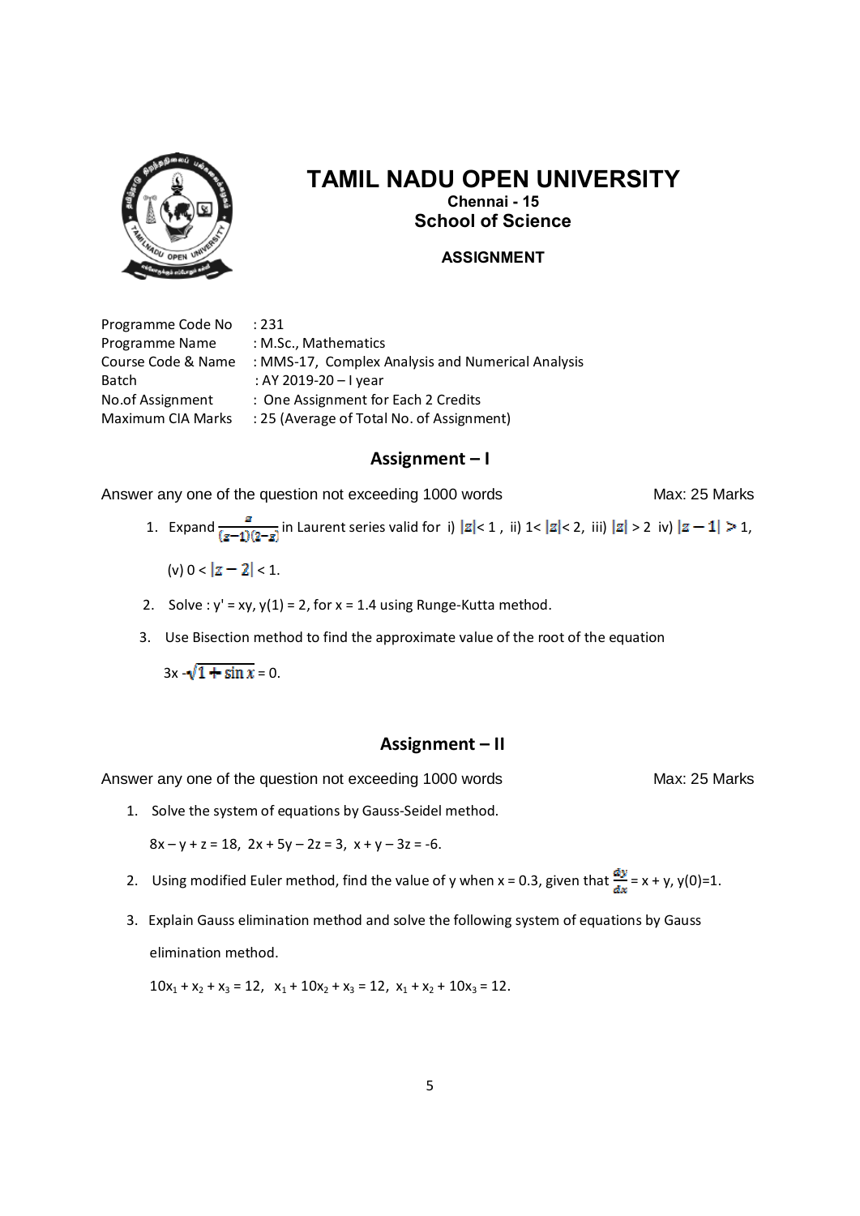# TAMIL NADU OPEN UNIVERSITY

**Chennai - 15**

## School of Science

**ASSIGNMENT**

| | |
|---|---|
| Programme Code No | : 231 |
| Programme Name | : M.Sc., Mathematics |
| Course Code & Name | : MMS-17, Complex Analysis and Numerical Analysis |
| Batch | : AY 2019-20 – I year |
| No.of Assignment | : One Assignment for Each 2 Credits |
| Maximum CIA Marks | : 25 (Average of Total No. of Assignment) |

## Assignment – I

Answer any one of the question not exceeding 1000 words — Max: 25 Marks

1. Expand $\frac{z}{(z-1)(2-z)}$ in Laurent series valid for i) $|z| < 1$ , ii) $1 < |z| < 2$, iii) $|z| > 2$ iv) $|z-1| > 1$, (v) $0 < |z-2| < 1$.
2. Solve : $y' = xy$, $y(1) = 2$, for $x = 1.4$ using Runge-Kutta method.
3. Use Bisection method to find the approximate value of the root of the equation

   $3x - \sqrt{1+\sin x} = 0$.

## Assignment – II

Answer any one of the question not exceeding 1000 words — Max: 25 Marks

1. Solve the system of equations by Gauss-Seidel method.

   $8x - y + z = 18$, $2x + 5y - 2z = 3$, $x + y - 3z = -6$.
2. Using modified Euler method, find the value of y when x = 0.3, given that $\frac{dy}{dx} = x + y$, $y(0)=1$.
3. Explain Gauss elimination method and solve the following system of equations by Gauss elimination method.

   $10x_1 + x_2 + x_3 = 12$, $x_1 + 10x_2 + x_3 = 12$, $x_1 + x_2 + 10x_3 = 12$.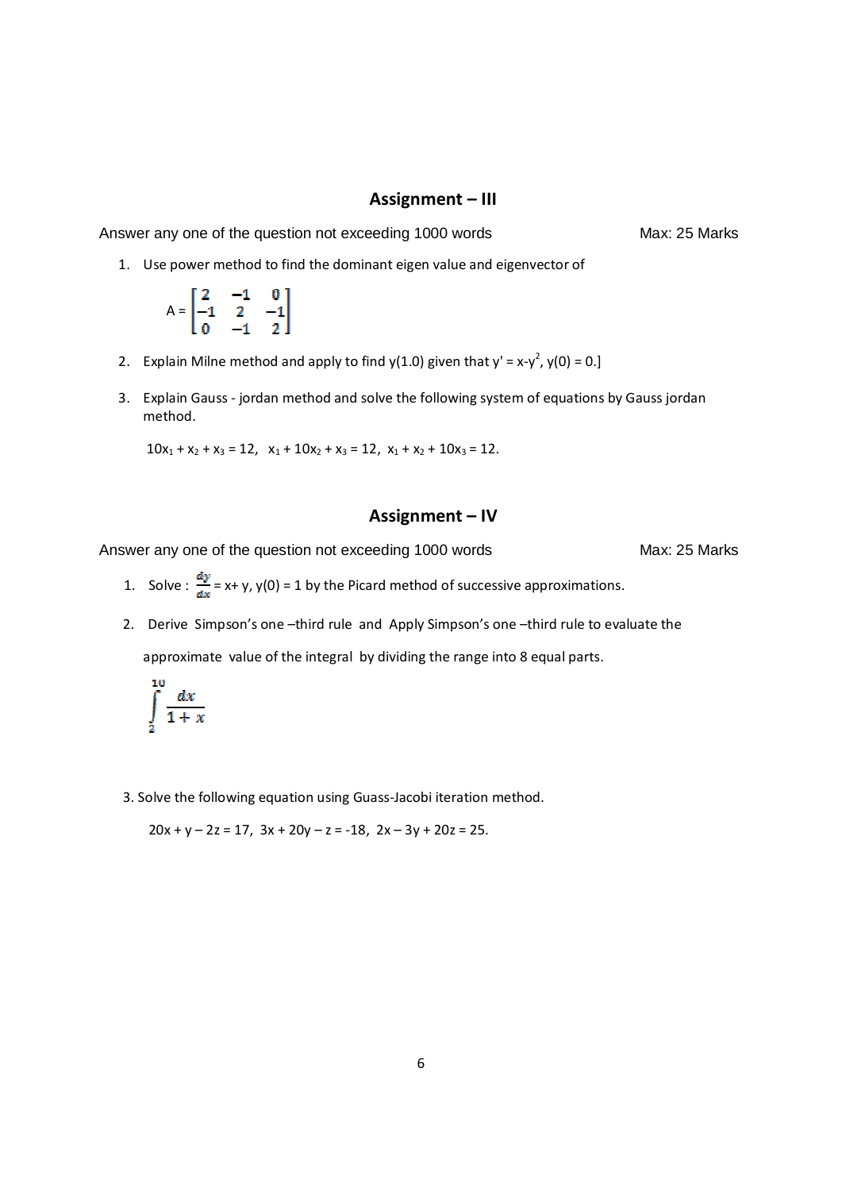## Assignment – III

Answer any one of the question not exceeding 1000 words Max: 25 Marks

1. Use power method to find the dominant eigen value and eigenvector of

$$A = \begin{bmatrix} 2 & -1 & 0 \\ -1 & 2 & -1 \\ 0 & -1 & 2 \end{bmatrix}$$

2. Explain Milne method and apply to find y(1.0) given that $y' = x - y^2$, y(0) = 0.]

3. Explain Gauss - jordan method and solve the following system of equations by Gauss jordan method.

   $10x_1 + x_2 + x_3 = 12$, $x_1 + 10x_2 + x_3 = 12$, $x_1 + x_2 + 10x_3 = 12$.

## Assignment – IV

Answer any one of the question not exceeding 1000 words Max: 25 Marks

1. Solve : $\frac{dy}{dx} = x + y$, y(0) = 1 by the Picard method of successive approximations.

2. Derive Simpson's one –third rule and Apply Simpson's one –third rule to evaluate the approximate value of the integral by dividing the range into 8 equal parts.

$$\int_2^{10} \frac{dx}{1+x}$$

3. Solve the following equation using Guass-Jacobi iteration method.

   $20x + y - 2z = 17$, $3x + 20y - z = -18$, $2x - 3y + 20z = 25$.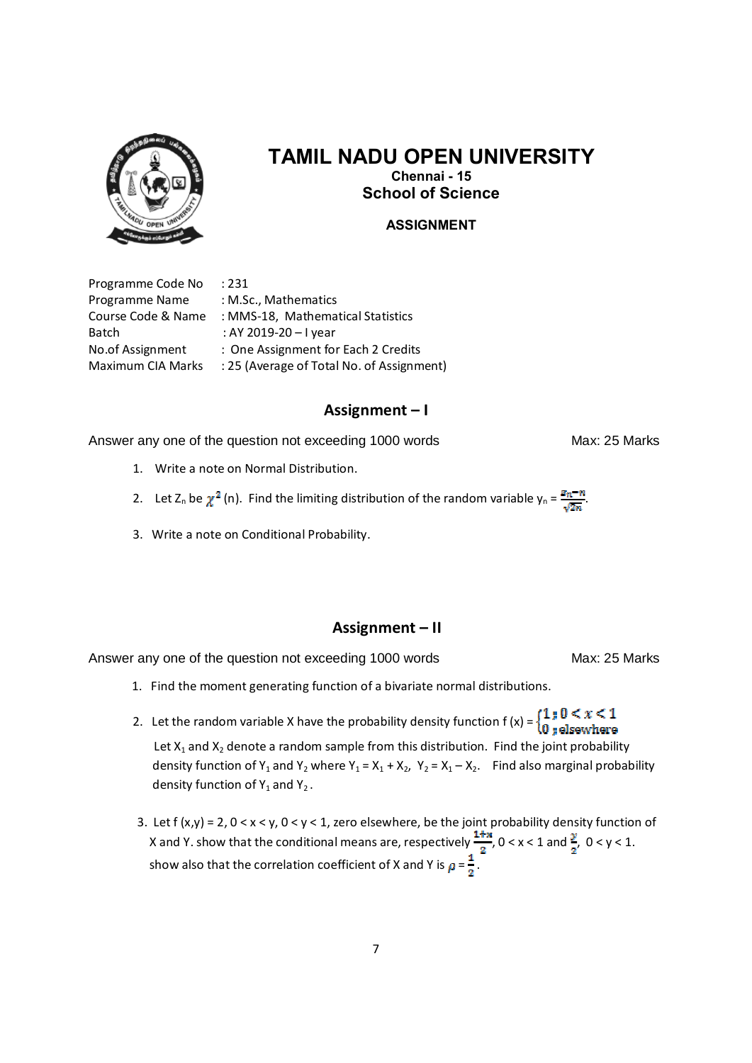# TAMIL NADU OPEN UNIVERSITY

**Chennai - 15**

**School of Science**

**ASSIGNMENT**

Programme Code No : 231
Programme Name : M.Sc., Mathematics
Course Code & Name : MMS-18, Mathematical Statistics
Batch : AY 2019-20 – I year
No.of Assignment : One Assignment for Each 2 Credits
Maximum CIA Marks : 25 (Average of Total No. of Assignment)

## Assignment – I

Answer any one of the question not exceeding 1000 words Max: 25 Marks

1. Write a note on Normal Distribution.
2. Let $Z_n$ be $\chi^2$ (n). Find the limiting distribution of the random variable $y_n = \frac{z_n - n}{\sqrt{2n}}$.
3. Write a note on Conditional Probability.

## Assignment – II

Answer any one of the question not exceeding 1000 words Max: 25 Marks

1. Find the moment generating function of a bivariate normal distributions.
2. Let the random variable X have the probability density function f (x) = $\begin{cases} 1 ; 0 < x < 1 \\ 0 ; \text{elsewhere} \end{cases}$
   Let $X_1$ and $X_2$ denote a random sample from this distribution. Find the joint probability density function of $Y_1$ and $Y_2$ where $Y_1 = X_1 + X_2$, $Y_2 = X_1 - X_2$. Find also marginal probability density function of $Y_1$ and $Y_2$.
3. Let f (x,y) = 2, 0 < x < y, 0 < y < 1, zero elsewhere, be the joint probability density function of X and Y. show that the conditional means are, respectively $\frac{1+x}{2}$, 0 < x < 1 and $\frac{y}{2}$, 0 < y < 1. show also that the correlation coefficient of X and Y is $\rho = \frac{1}{2}$.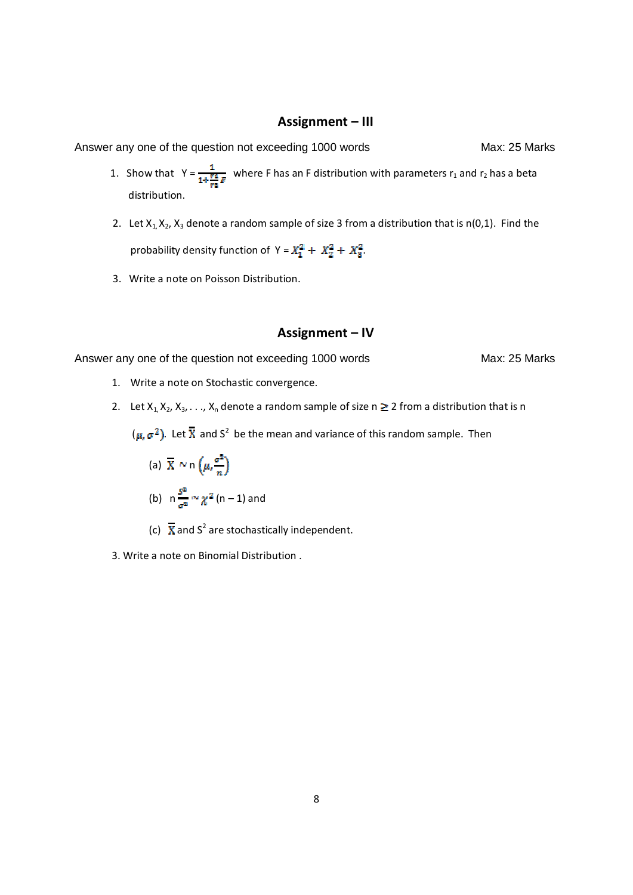## Assignment – III

Answer any one of the question not exceeding 1000 words    Max: 25 Marks

1. Show that $Y = \frac{1}{1+\frac{r_1}{r_2}F}$ where F has an F distribution with parameters $r_1$ and $r_2$ has a beta distribution.

2. Let $X_1, X_2, X_3$ denote a random sample of size 3 from a distribution that is $n(0,1)$. Find the probability density function of $Y = X_1^2 + X_2^2 + X_3^2$.

3. Write a note on Poisson Distribution.

## Assignment – IV

Answer any one of the question not exceeding 1000 words    Max: 25 Marks

1. Write a note on Stochastic convergence.

2. Let $X_1, X_2, X_3, \ldots, X_n$ denote a random sample of size $n \geq 2$ from a distribution that is $n(\mu, \sigma^2)$. Let $\bar{X}$ and $S^2$ be the mean and variance of this random sample. Then

   (a) $\bar{X} \sim n\left(\mu, \frac{\sigma^2}{n}\right)$

   (b) $n\frac{S^2}{\sigma^2} \sim \chi^2(n-1)$ and

   (c) $\bar{X}$ and $S^2$ are stochastically independent.

3. Write a note on Binomial Distribution .